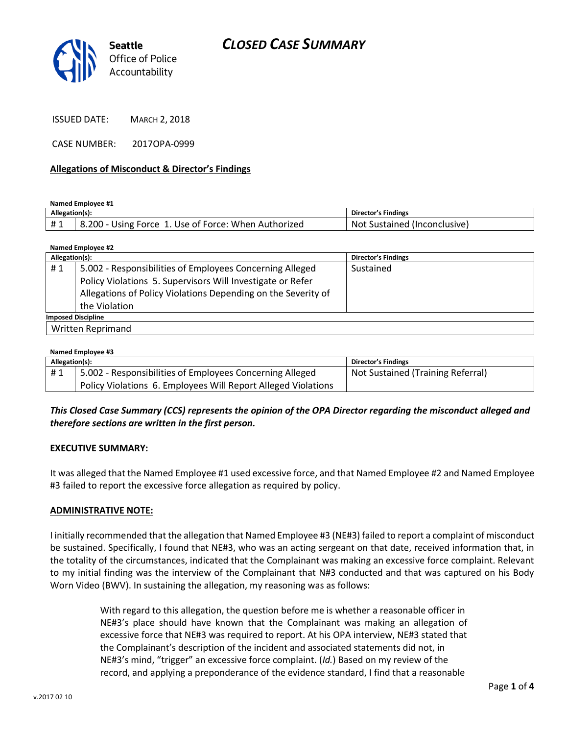# CLOSED CASE SUMMARY

Seattle Office of Police Accountability

ISSUED DATE: MARCH 2, 2018

CASE NUMBER: 2017OPA-0999

**Allegations of Misconduct & Director's Findings**

**Named Employee #1**

| Allegation(s): | | Director's Findings |
|---|---|---|
| # 1 | 8.200 - Using Force 1. Use of Force: When Authorized | Not Sustained (Inconclusive) |

**Named Employee #2**

| Allegation(s): | | Director's Findings |
|---|---|---|
| # 1 | 5.002 - Responsibilities of Employees Concerning Alleged Policy Violations 5. Supervisors Will Investigate or Refer Allegations of Policy Violations Depending on the Severity of the Violation | Sustained |
| **Imposed Discipline** | | |
| Written Reprimand | | |

**Named Employee #3**

| Allegation(s): | | Director's Findings |
|---|---|---|
| # 1 | 5.002 - Responsibilities of Employees Concerning Alleged Policy Violations 6. Employees Will Report Alleged Violations | Not Sustained (Training Referral) |

***This Closed Case Summary (CCS) represents the opinion of the OPA Director regarding the misconduct alleged and therefore sections are written in the first person.***

**EXECUTIVE SUMMARY:**

It was alleged that the Named Employee #1 used excessive force, and that Named Employee #2 and Named Employee #3 failed to report the excessive force allegation as required by policy.

**ADMINISTRATIVE NOTE:**

I initially recommended that the allegation that Named Employee #3 (NE#3) failed to report a complaint of misconduct be sustained. Specifically, I found that NE#3, who was an acting sergeant on that date, received information that, in the totality of the circumstances, indicated that the Complainant was making an excessive force complaint. Relevant to my initial finding was the interview of the Complainant that N#3 conducted and that was captured on his Body Worn Video (BWV). In sustaining the allegation, my reasoning was as follows:

> With regard to this allegation, the question before me is whether a reasonable officer in NE#3's place should have known that the Complainant was making an allegation of excessive force that NE#3 was required to report. At his OPA interview, NE#3 stated that the Complainant's description of the incident and associated statements did not, in NE#3's mind, "trigger" an excessive force complaint. (*Id.*) Based on my review of the record, and applying a preponderance of the evidence standard, I find that a reasonable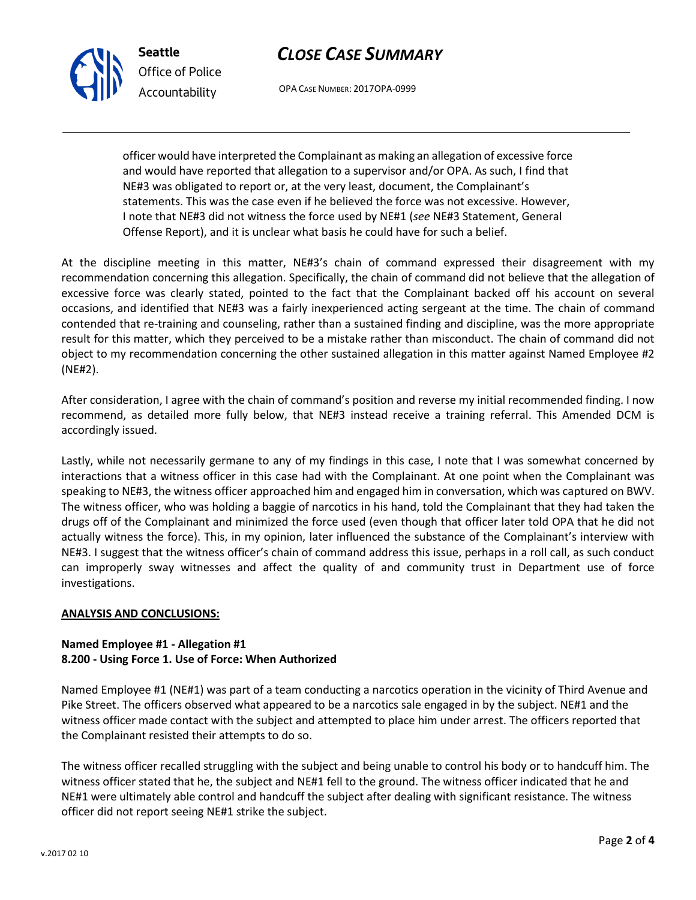officer would have interpreted the Complainant as making an allegation of excessive force and would have reported that allegation to a supervisor and/or OPA. As such, I find that NE#3 was obligated to report or, at the very least, document, the Complainant's statements. This was the case even if he believed the force was not excessive. However, I note that NE#3 did not witness the force used by NE#1 (*see* NE#3 Statement, General Offense Report), and it is unclear what basis he could have for such a belief.

At the discipline meeting in this matter, NE#3's chain of command expressed their disagreement with my recommendation concerning this allegation. Specifically, the chain of command did not believe that the allegation of excessive force was clearly stated, pointed to the fact that the Complainant backed off his account on several occasions, and identified that NE#3 was a fairly inexperienced acting sergeant at the time. The chain of command contended that re-training and counseling, rather than a sustained finding and discipline, was the more appropriate result for this matter, which they perceived to be a mistake rather than misconduct. The chain of command did not object to my recommendation concerning the other sustained allegation in this matter against Named Employee #2 (NE#2).

After consideration, I agree with the chain of command's position and reverse my initial recommended finding. I now recommend, as detailed more fully below, that NE#3 instead receive a training referral. This Amended DCM is accordingly issued.

Lastly, while not necessarily germane to any of my findings in this case, I note that I was somewhat concerned by interactions that a witness officer in this case had with the Complainant. At one point when the Complainant was speaking to NE#3, the witness officer approached him and engaged him in conversation, which was captured on BWV. The witness officer, who was holding a baggie of narcotics in his hand, told the Complainant that they had taken the drugs off of the Complainant and minimized the force used (even though that officer later told OPA that he did not actually witness the force). This, in my opinion, later influenced the substance of the Complainant's interview with NE#3. I suggest that the witness officer's chain of command address this issue, perhaps in a roll call, as such conduct can improperly sway witnesses and affect the quality of and community trust in Department use of force investigations.

**ANALYSIS AND CONCLUSIONS:**

**Named Employee #1 - Allegation #1**
**8.200 - Using Force 1. Use of Force: When Authorized**

Named Employee #1 (NE#1) was part of a team conducting a narcotics operation in the vicinity of Third Avenue and Pike Street. The officers observed what appeared to be a narcotics sale engaged in by the subject. NE#1 and the witness officer made contact with the subject and attempted to place him under arrest. The officers reported that the Complainant resisted their attempts to do so.

The witness officer recalled struggling with the subject and being unable to control his body or to handcuff him. The witness officer stated that he, the subject and NE#1 fell to the ground. The witness officer indicated that he and NE#1 were ultimately able control and handcuff the subject after dealing with significant resistance. The witness officer did not report seeing NE#1 strike the subject.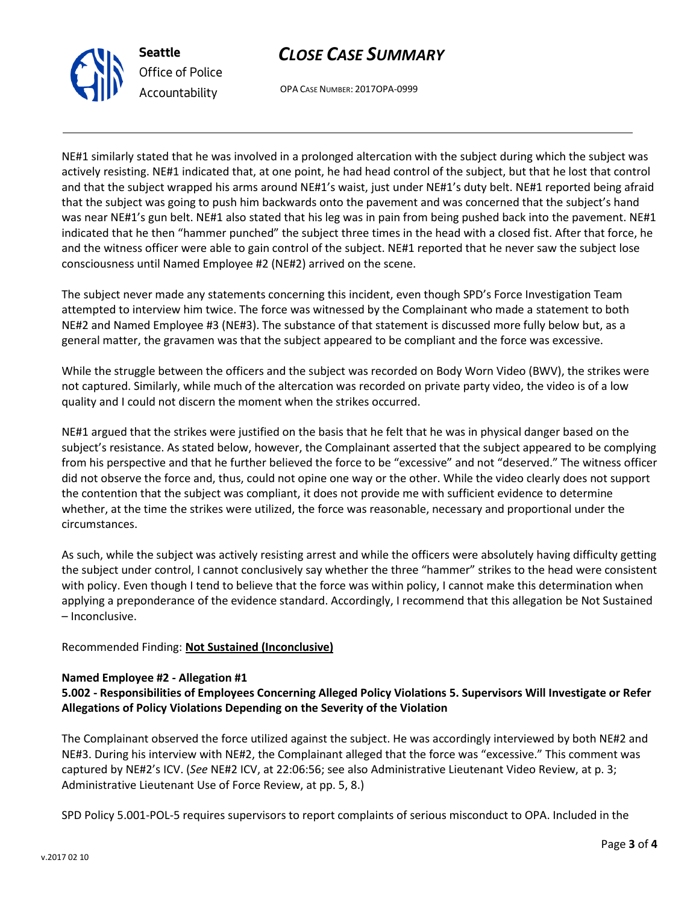NE#1 similarly stated that he was involved in a prolonged altercation with the subject during which the subject was actively resisting. NE#1 indicated that, at one point, he had head control of the subject, but that he lost that control and that the subject wrapped his arms around NE#1's waist, just under NE#1's duty belt. NE#1 reported being afraid that the subject was going to push him backwards onto the pavement and was concerned that the subject's hand was near NE#1's gun belt. NE#1 also stated that his leg was in pain from being pushed back into the pavement. NE#1 indicated that he then "hammer punched" the subject three times in the head with a closed fist. After that force, he and the witness officer were able to gain control of the subject. NE#1 reported that he never saw the subject lose consciousness until Named Employee #2 (NE#2) arrived on the scene.

The subject never made any statements concerning this incident, even though SPD's Force Investigation Team attempted to interview him twice. The force was witnessed by the Complainant who made a statement to both NE#2 and Named Employee #3 (NE#3). The substance of that statement is discussed more fully below but, as a general matter, the gravamen was that the subject appeared to be compliant and the force was excessive.

While the struggle between the officers and the subject was recorded on Body Worn Video (BWV), the strikes were not captured. Similarly, while much of the altercation was recorded on private party video, the video is of a low quality and I could not discern the moment when the strikes occurred.

NE#1 argued that the strikes were justified on the basis that he felt that he was in physical danger based on the subject's resistance. As stated below, however, the Complainant asserted that the subject appeared to be complying from his perspective and that he further believed the force to be "excessive" and not "deserved." The witness officer did not observe the force and, thus, could not opine one way or the other. While the video clearly does not support the contention that the subject was compliant, it does not provide me with sufficient evidence to determine whether, at the time the strikes were utilized, the force was reasonable, necessary and proportional under the circumstances.

As such, while the subject was actively resisting arrest and while the officers were absolutely having difficulty getting the subject under control, I cannot conclusively say whether the three "hammer" strikes to the head were consistent with policy. Even though I tend to believe that the force was within policy, I cannot make this determination when applying a preponderance of the evidence standard. Accordingly, I recommend that this allegation be Not Sustained – Inconclusive.

Recommended Finding: **Not Sustained (Inconclusive)**

**Named Employee #2 - Allegation #1**
**5.002 - Responsibilities of Employees Concerning Alleged Policy Violations 5. Supervisors Will Investigate or Refer Allegations of Policy Violations Depending on the Severity of the Violation**

The Complainant observed the force utilized against the subject. He was accordingly interviewed by both NE#2 and NE#3. During his interview with NE#2, the Complainant alleged that the force was "excessive." This comment was captured by NE#2's ICV. (*See* NE#2 ICV, at 22:06:56; see also Administrative Lieutenant Video Review, at p. 3; Administrative Lieutenant Use of Force Review, at pp. 5, 8.)

SPD Policy 5.001-POL-5 requires supervisors to report complaints of serious misconduct to OPA. Included in the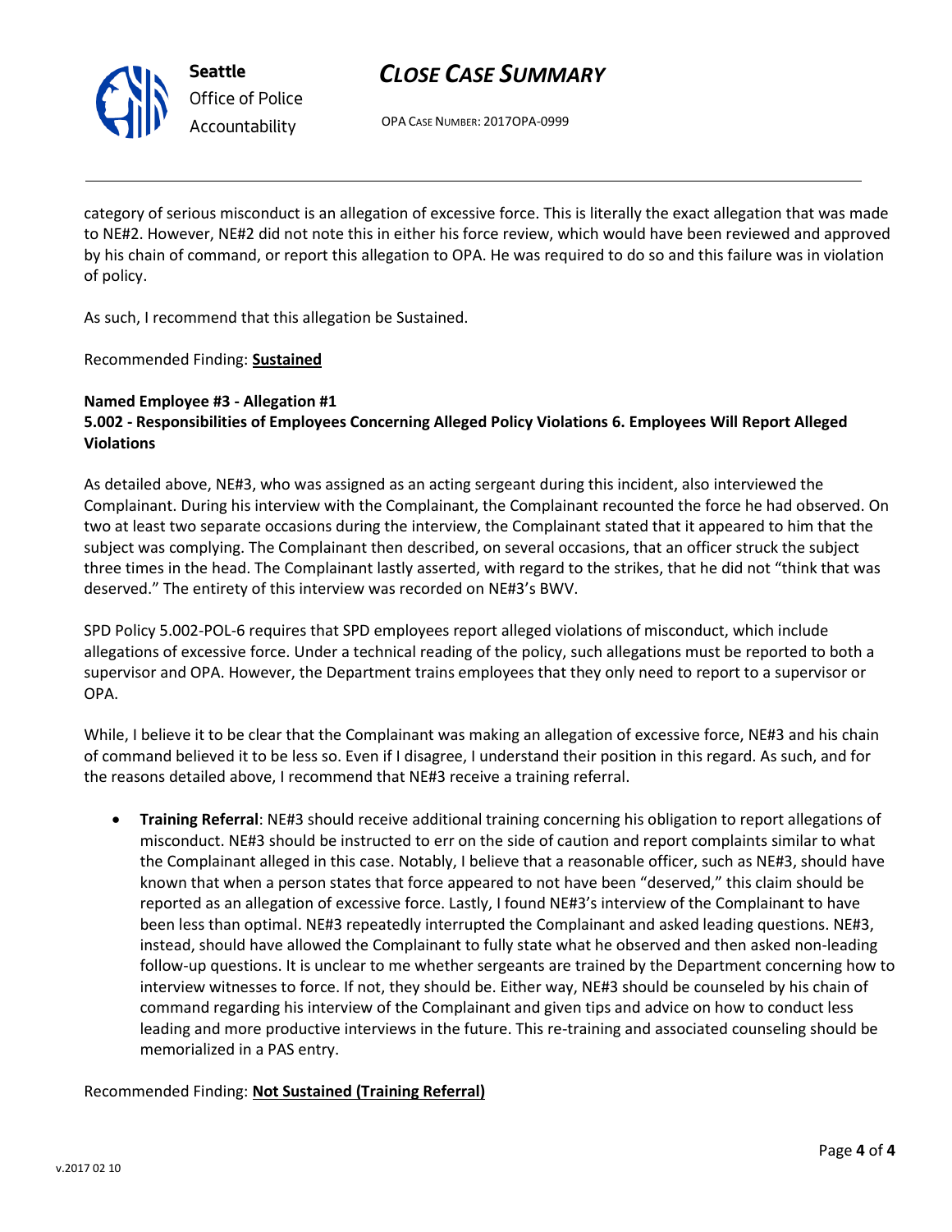category of serious misconduct is an allegation of excessive force. This is literally the exact allegation that was made to NE#2. However, NE#2 did not note this in either his force review, which would have been reviewed and approved by his chain of command, or report this allegation to OPA. He was required to do so and this failure was in violation of policy.

As such, I recommend that this allegation be Sustained.

Recommended Finding: **Sustained**

**Named Employee #3 - Allegation #1**
**5.002 - Responsibilities of Employees Concerning Alleged Policy Violations 6. Employees Will Report Alleged Violations**

As detailed above, NE#3, who was assigned as an acting sergeant during this incident, also interviewed the Complainant. During his interview with the Complainant, the Complainant recounted the force he had observed. On two at least two separate occasions during the interview, the Complainant stated that it appeared to him that the subject was complying. The Complainant then described, on several occasions, that an officer struck the subject three times in the head. The Complainant lastly asserted, with regard to the strikes, that he did not "think that was deserved." The entirety of this interview was recorded on NE#3's BWV.

SPD Policy 5.002-POL-6 requires that SPD employees report alleged violations of misconduct, which include allegations of excessive force. Under a technical reading of the policy, such allegations must be reported to both a supervisor and OPA. However, the Department trains employees that they only need to report to a supervisor or OPA.

While, I believe it to be clear that the Complainant was making an allegation of excessive force, NE#3 and his chain of command believed it to be less so. Even if I disagree, I understand their position in this regard. As such, and for the reasons detailed above, I recommend that NE#3 receive a training referral.

- **Training Referral**: NE#3 should receive additional training concerning his obligation to report allegations of misconduct. NE#3 should be instructed to err on the side of caution and report complaints similar to what the Complainant alleged in this case. Notably, I believe that a reasonable officer, such as NE#3, should have known that when a person states that force appeared to not have been "deserved," this claim should be reported as an allegation of excessive force. Lastly, I found NE#3's interview of the Complainant to have been less than optimal. NE#3 repeatedly interrupted the Complainant and asked leading questions. NE#3, instead, should have allowed the Complainant to fully state what he observed and then asked non-leading follow-up questions. It is unclear to me whether sergeants are trained by the Department concerning how to interview witnesses to force. If not, they should be. Either way, NE#3 should be counseled by his chain of command regarding his interview of the Complainant and given tips and advice on how to conduct less leading and more productive interviews in the future. This re-training and associated counseling should be memorialized in a PAS entry.

Recommended Finding: **Not Sustained (Training Referral)**